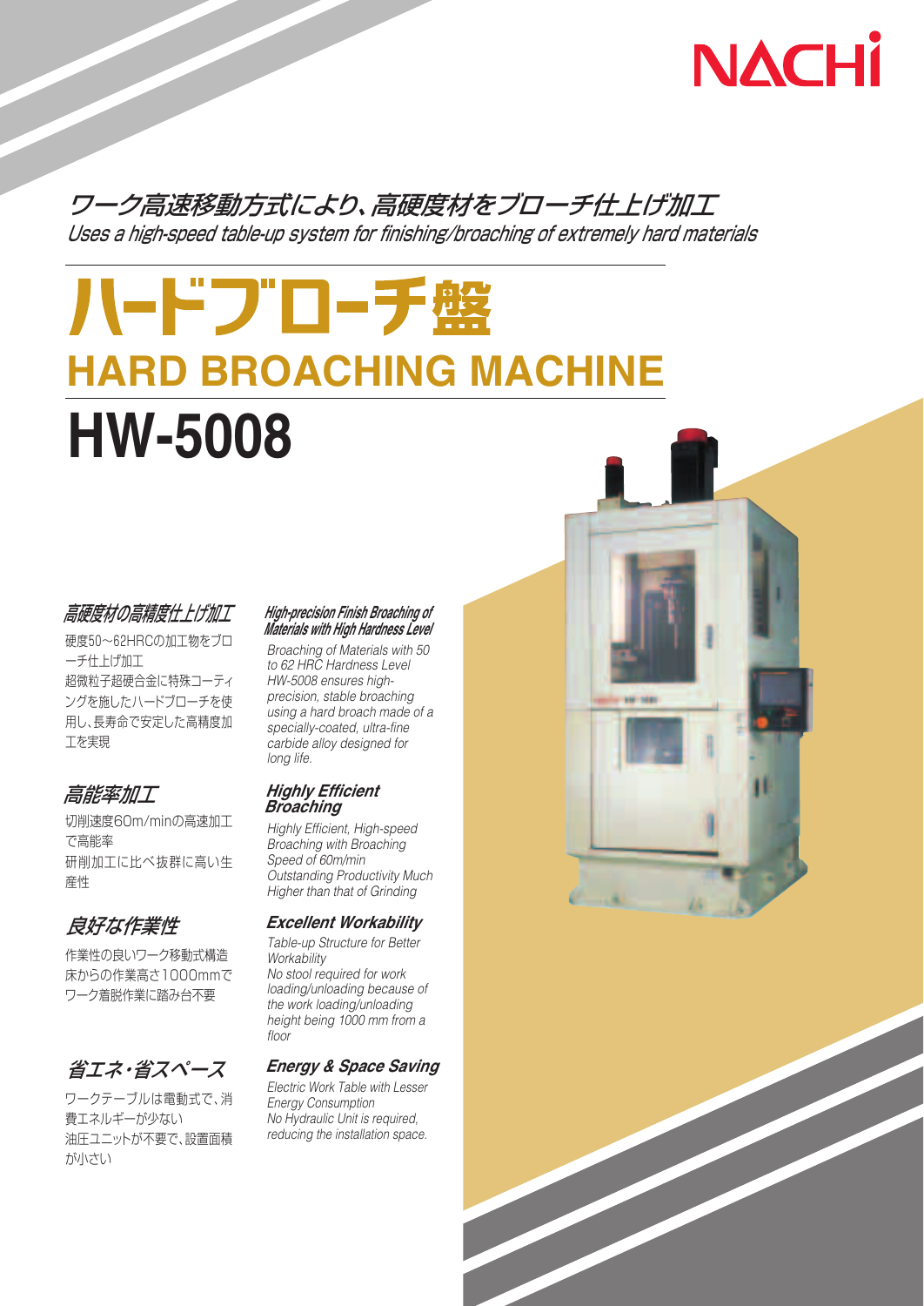NACHI

*ワーク高速移動方式により、高硬度材をブローチ仕上げ加工*
*Uses a high-speed table-up system for finishing/broaching of extremely hard materials*

# ハードブローチ盤
# HARD BROACHING MACHINE
# HW-5008

### *高硬度材の高精度仕上げ加工*

硬度50～62HRCの加工物をブローチ仕上げ加工
超微粒子超硬合金に特殊コーティングを施したハードブローチを使用し、長寿命で安定した高精度加工を実現

### *High-precision Finish Broaching of Materials with High Hardness Level*

*Broaching of Materials with 50 to 62 HRC Hardness Level*
*HW-5008 ensures high-precision, stable broaching using a hard broach made of a specially-coated, ultra-fine carbide alloy designed for long life.*

### *高能率加工*

切削速度60m/minの高速加工で高能率
研削加工に比べ抜群に高い生産性

### *Highly Efficient Broaching*

*Highly Efficient, High-speed Broaching with Broaching Speed of 60m/min*
*Outstanding Productivity Much Higher than that of Grinding*

### *良好な作業性*

作業性の良いワーク移動式構造
床からの作業高さ1000mmでワーク着脱作業に踏み台不要

### *Excellent Workability*

*Table-up Structure for Better Workability*
*No stool required for work loading/unloading because of the work loading/unloading height being 1000 mm from a floor*

### *省エネ・省スペース*

ワークテーブルは電動式で、消費エネルギーが少ない
油圧ユニットが不要で、設置面積が小さい

### *Energy & Space Saving*

*Electric Work Table with Lesser Energy Consumption*
*No Hydraulic Unit is required, reducing the installation space.*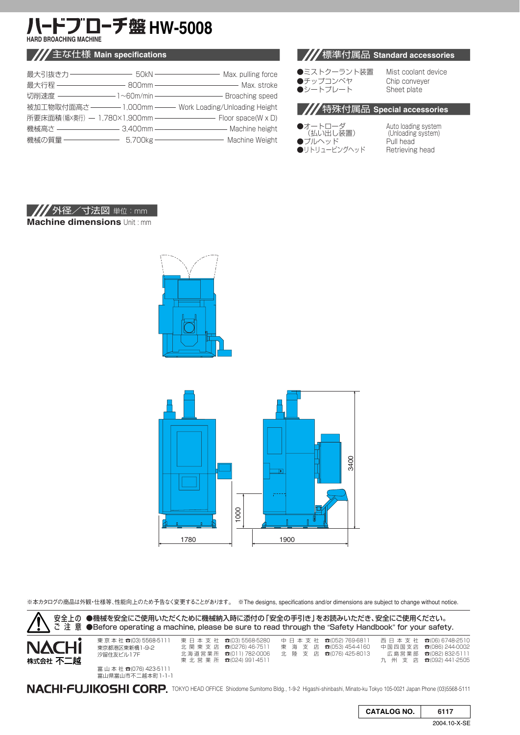# ハードブローチ盤 HW-5008

HARD BROACHING MACHINE

## 主な仕様 Main specifications

| | | |
|---|---|---|
| 最大引抜き力 | 50kN | Max. pulling force |
| 最大行程 | 800mm | Max. stroke |
| 切削速度 | 1~60m/min | Broaching speed |
| 被加工物取付面高さ | 1,000mm | Work Loading/Unloading Height |
| 所要床面積(幅x奥行) | 1,780x1,900mm | Floor space(W x D) |
| 機械高さ | 3,400mm | Machine height |
| 機械の質量 | 5,700kg | Machine Weight |

## 標準付属品 Standard accessories

- ミストクーラント装置 Mist coolant device
- チップコンベヤ Chip conveyer
- シートプレート Sheet plate

## 特殊付属品 Special accessories

- オートローダ（払い出し装置） Auto loading system (Unloading system)
- プルヘッド Pull head
- リトリュービングヘッド Retrieving head

## 外径／寸法図 単位：mm

**Machine dimensions** Unit : mm

3400
1000
1780
1900

※本カタログの商品は外観・仕様等、性能向上のため予告なく変更することがあります。 ※The designs, specifications and/or dimensions are subject to change without notice.

安全上の ご注意 ●機械を安全にご使用いただくために機械納入時に添付の「安全の手引き」をお読みいただき、安全にご使用ください。
●Before operating a machine, please be sure to read through the “Safety Handbook” for your safety.

NACHI 株式会社 不二越

東京本社 ☎(03) 5568-5111
東京都港区東新橋1-9-2
汐留住友ビル17F

富山本社 ☎(076) 423-5111
富山県富山市不二越本町1-1-1

東日本支社 ☎(03) 5568-5280
北関東支店 ☎(0276) 46-7511
北海道営業所 ☎(011) 782-0006
東北営業所 ☎(024) 991-4511

中日本支社 ☎(052) 769-6811
東海支店 ☎(053) 454-4160
北陸支店 ☎(076) 425-8013

西日本支社 ☎(06) 6748-2510
中国四国支店 ☎(086) 244-0002
広島営業部 ☎(082) 832-5111
九州支店 ☎(092) 441-2505

NACHI-FUJIKOSHI CORP. TOKYO HEAD OFFICE Shiodome Sumitomo Bldg., 1-9-2 Higashi-shinbashi, Minato-ku Tokyo 105-0021 Japan Phone (03)5568-5111

| CATALOG NO. | 6117 |
|---|---|

2004.10-X-SE